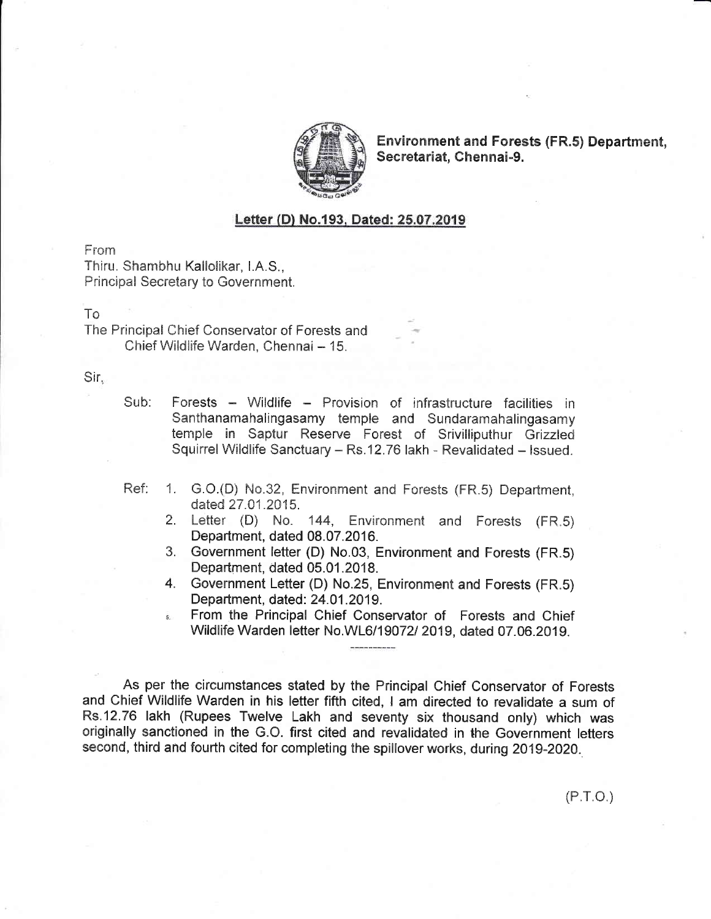**Environment and Forests (FR.5) Department,**
**Secretariat, Chennai-9.**

**Letter (D) No.193, Dated: 25.07.2019**

From
Thiru. Shambhu Kallolikar, I.A.S.,
Principal Secretary to Government.

To
The Principal Chief Conservator of Forests and
Chief Wildlife Warden, Chennai – 15.

Sir,

Sub: Forests – Wildlife – Provision of infrastructure facilities in Santhanamahalingasamy temple and Sundaramahalingasamy temple in Saptur Reserve Forest of Srivilliputhur Grizzled Squirrel Wildlife Sanctuary – Rs.12.76 lakh - Revalidated – Issued.

Ref:
1. G.O.(D) No.32, Environment and Forests (FR.5) Department, dated 27.01.2015.
2. Letter (D) No. 144, Environment and Forests (FR.5) Department, dated 08.07.2016.
3. Government letter (D) No.03, Environment and Forests (FR.5) Department, dated 05.01.2018.
4. Government Letter (D) No.25, Environment and Forests (FR.5) Department, dated: 24.01.2019.
5. From the Principal Chief Conservator of Forests and Chief Wildlife Warden letter No.WL6/19072/ 2019, dated 07.06.2019.

----------

As per the circumstances stated by the Principal Chief Conservator of Forests and Chief Wildlife Warden in his letter fifth cited, I am directed to revalidate a sum of Rs.12.76 lakh (Rupees Twelve Lakh and seventy six thousand only) which was originally sanctioned in the G.O. first cited and revalidated in the Government letters second, third and fourth cited for completing the spillover works, during 2019-2020.

(P.T.O.)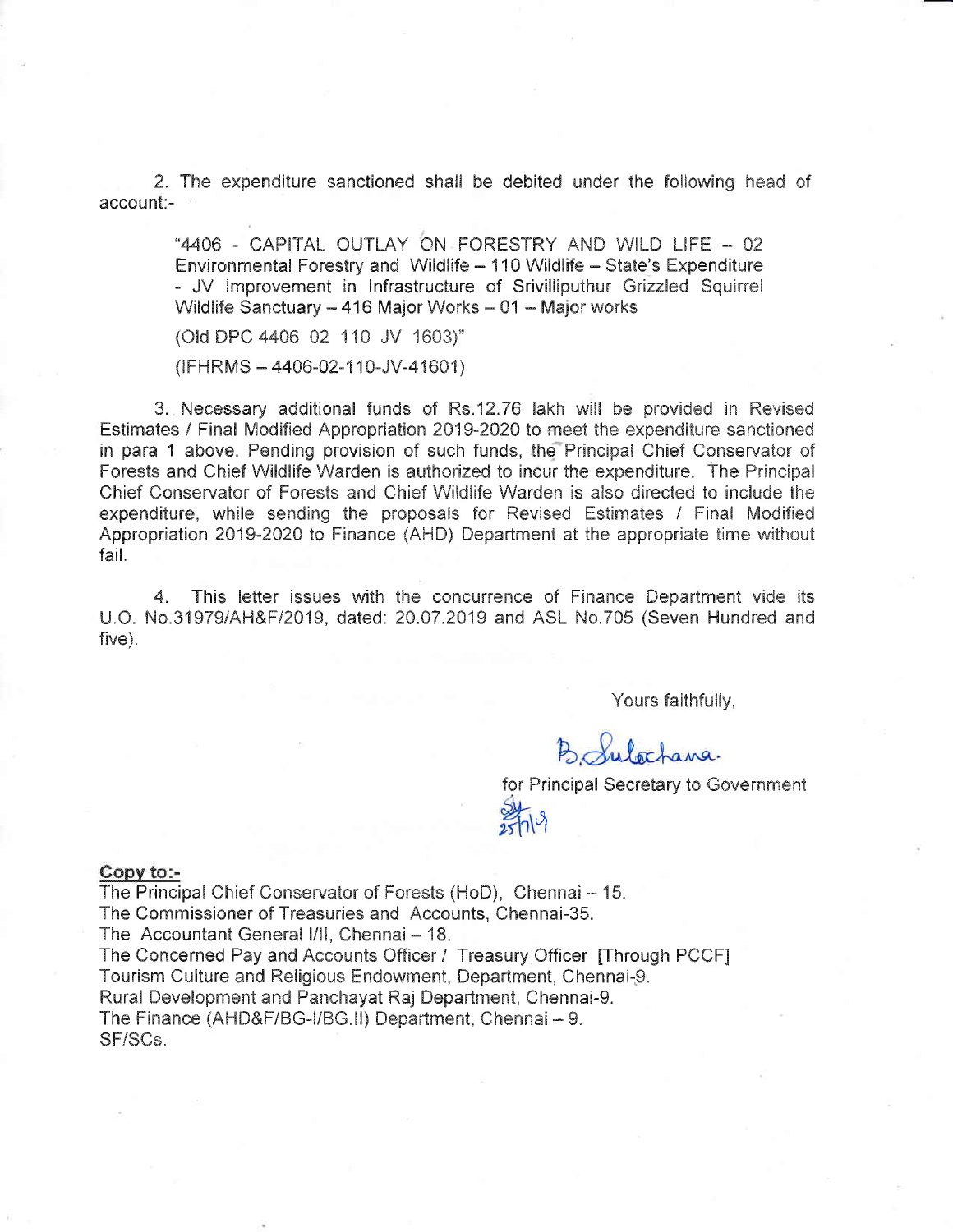2. The expenditure sanctioned shall be debited under the following head of account:-

> "4406 - CAPITAL OUTLAY ON FORESTRY AND WILD LIFE – 02 Environmental Forestry and Wildlife – 110 Wildlife – State's Expenditure - JV Improvement in Infrastructure of Srivilliputhur Grizzled Squirrel Wildlife Sanctuary – 416 Major Works – 01 – Major works
>
> (Old DPC 4406 02 110 JV 1603)"
>
> (IFHRMS – 4406-02-110-JV-41601)

3. Necessary additional funds of Rs.12.76 lakh will be provided in Revised Estimates / Final Modified Appropriation 2019-2020 to meet the expenditure sanctioned in para 1 above. Pending provision of such funds, the Principal Chief Conservator of Forests and Chief Wildlife Warden is authorized to incur the expenditure. The Principal Chief Conservator of Forests and Chief Wildlife Warden is also directed to include the expenditure, while sending the proposals for Revised Estimates / Final Modified Appropriation 2019-2020 to Finance (AHD) Department at the appropriate time without fail.

4. This letter issues with the concurrence of Finance Department vide its U.O. No.31979/AH&F/2019, dated: 20.07.2019 and ASL No.705 (Seven Hundred and five).

Yours faithfully,

B. Sulochana.

for Principal Secretary to Government

Sd 25/7/19

**Copy to:-**

The Principal Chief Conservator of Forests (HoD), Chennai – 15.
The Commissioner of Treasuries and Accounts, Chennai-35.
The Accountant General I/II, Chennai – 18.
The Concerned Pay and Accounts Officer / Treasury Officer [Through PCCF]
Tourism Culture and Religious Endowment, Department, Chennai-9.
Rural Development and Panchayat Raj Department, Chennai-9.
The Finance (AHD&F/BG-I/BG.II) Department, Chennai – 9.
SF/SCs.